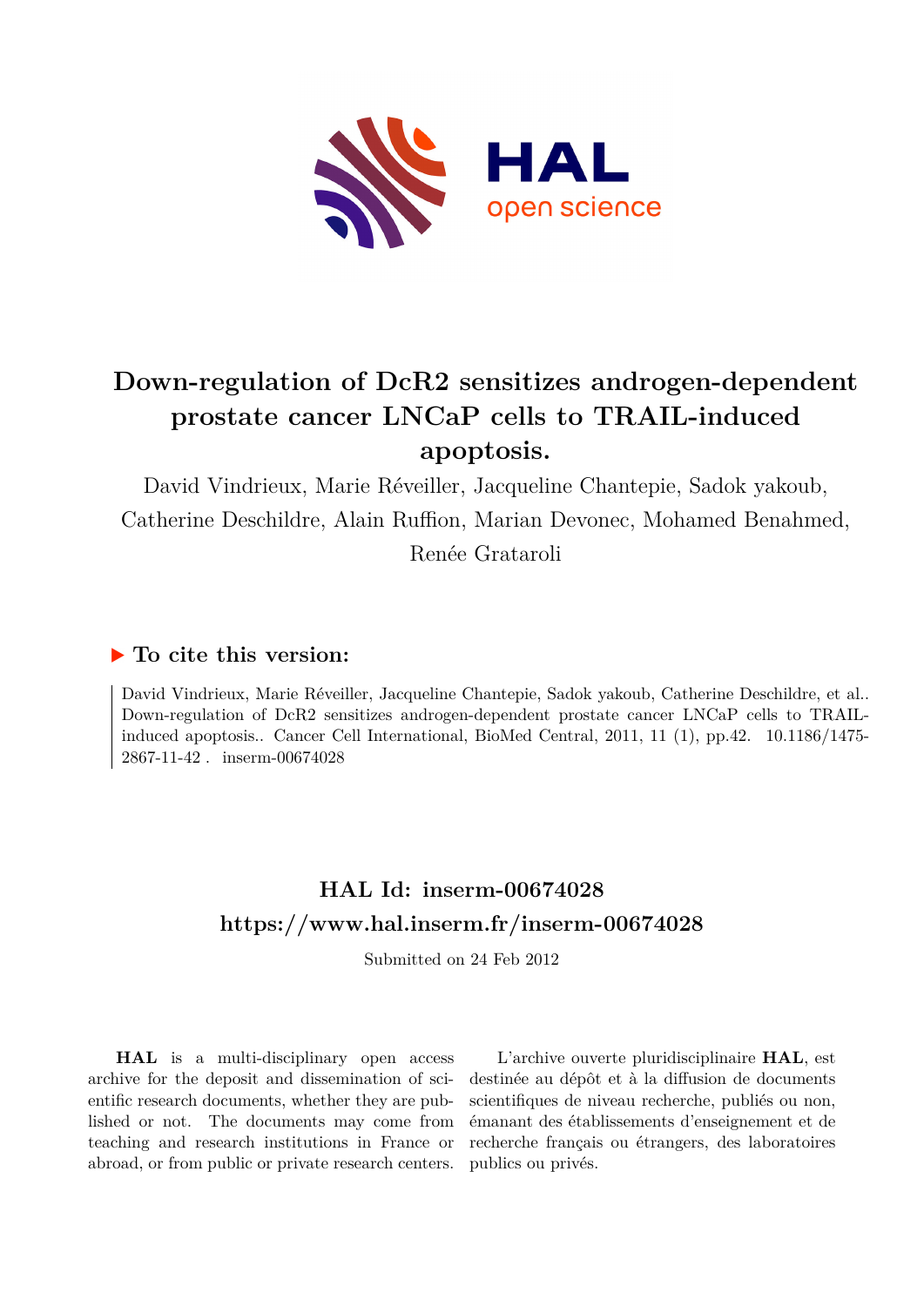# Down-regulation of DcR2 sensitizes androgen-dependent prostate cancer LNCaP cells to TRAIL-induced apoptosis.

David Vindrieux, Marie Réveiller, Jacqueline Chantepie, Sadok yakoub, Catherine Deschildre, Alain Ruffion, Marian Devonec, Mohamed Benahmed, Renée Grataroli

## ▶ To cite this version:

David Vindrieux, Marie Réveiller, Jacqueline Chantepie, Sadok yakoub, Catherine Deschildre, et al.. Down-regulation of DcR2 sensitizes androgen-dependent prostate cancer LNCaP cells to TRAIL-induced apoptosis.. Cancer Cell International, BioMed Central, 2011, 11 (1), pp.42. 10.1186/1475-2867-11-42 . inserm-00674028

## HAL Id: inserm-00674028
## https://www.hal.inserm.fr/inserm-00674028

Submitted on 24 Feb 2012

**HAL** is a multi-disciplinary open access archive for the deposit and dissemination of scientific research documents, whether they are published or not. The documents may come from teaching and research institutions in France or abroad, or from public or private research centers.

L'archive ouverte pluridisciplinaire **HAL**, est destinée au dépôt et à la diffusion de documents scientifiques de niveau recherche, publiés ou non, émanant des établissements d'enseignement et de recherche français ou étrangers, des laboratoires publics ou privés.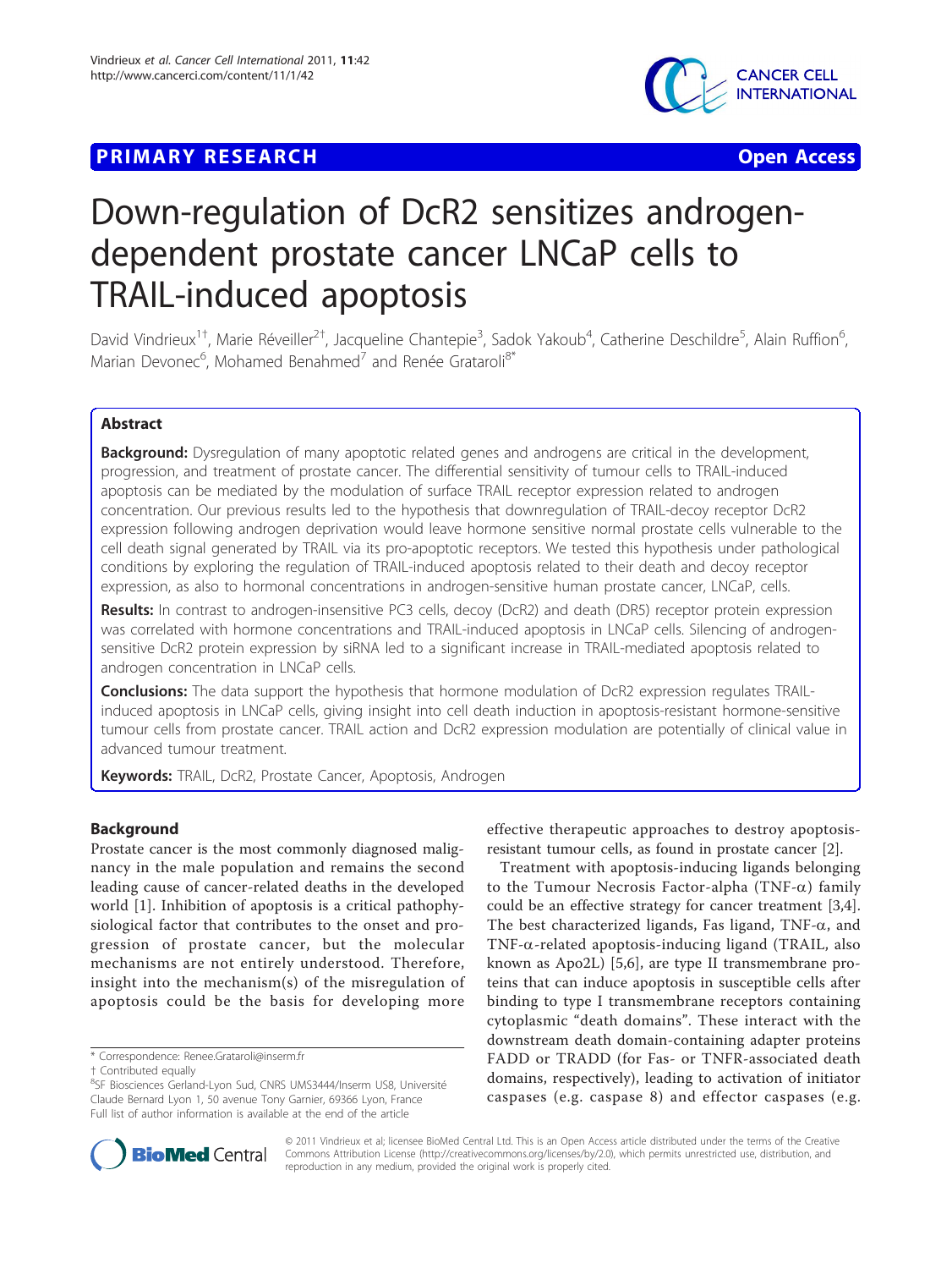# Down-regulation of DcR2 sensitizes androgen-dependent prostate cancer LNCaP cells to TRAIL-induced apoptosis

David Vindrieux[1†], Marie Réveiller[2†], Jacqueline Chantepie[3], Sadok Yakoub[4], Catherine Deschildre[5], Alain Ruffion[6], Marian Devonec[6], Mohamed Benahmed[7] and Renée Grataroli[8*]

## Abstract

**Background:** Dysregulation of many apoptotic related genes and androgens are critical in the development, progression, and treatment of prostate cancer. The differential sensitivity of tumour cells to TRAIL-induced apoptosis can be mediated by the modulation of surface TRAIL receptor expression related to androgen concentration. Our previous results led to the hypothesis that downregulation of TRAIL-decoy receptor DcR2 expression following androgen deprivation would leave hormone sensitive normal prostate cells vulnerable to the cell death signal generated by TRAIL via its pro-apoptotic receptors. We tested this hypothesis under pathological conditions by exploring the regulation of TRAIL-induced apoptosis related to their death and decoy receptor expression, as also to hormonal concentrations in androgen-sensitive human prostate cancer, LNCaP, cells.

**Results:** In contrast to androgen-insensitive PC3 cells, decoy (DcR2) and death (DR5) receptor protein expression was correlated with hormone concentrations and TRAIL-induced apoptosis in LNCaP cells. Silencing of androgen-sensitive DcR2 protein expression by siRNA led to a significant increase in TRAIL-mediated apoptosis related to androgen concentration in LNCaP cells.

**Conclusions:** The data support the hypothesis that hormone modulation of DcR2 expression regulates TRAIL-induced apoptosis in LNCaP cells, giving insight into cell death induction in apoptosis-resistant hormone-sensitive tumour cells from prostate cancer. TRAIL action and DcR2 expression modulation are potentially of clinical value in advanced tumour treatment.

**Keywords:** TRAIL, DcR2, Prostate Cancer, Apoptosis, Androgen

## Background

Prostate cancer is the most commonly diagnosed malignancy in the male population and remains the second leading cause of cancer-related deaths in the developed world [1]. Inhibition of apoptosis is a critical pathophysiological factor that contributes to the onset and progression of prostate cancer, but the molecular mechanisms are not entirely understood. Therefore, insight into the mechanism(s) of the misregulation of apoptosis could be the basis for developing more effective therapeutic approaches to destroy apoptosis-resistant tumour cells, as found in prostate cancer [2].

Treatment with apoptosis-inducing ligands belonging to the Tumour Necrosis Factor-alpha (TNF-$\alpha$) family could be an effective strategy for cancer treatment [3,4]. The best characterized ligands, Fas ligand, TNF-$\alpha$, and TNF-$\alpha$-related apoptosis-inducing ligand (TRAIL, also known as Apo2L) [5,6], are type II transmembrane proteins that can induce apoptosis in susceptible cells after binding to type I transmembrane receptors containing cytoplasmic "death domains". These interact with the downstream death domain-containing adapter proteins FADD or TRADD (for Fas- or TNFR-associated death domains, respectively), leading to activation of initiator caspases (e.g. caspase 8) and effector caspases (e.g.

\* Correspondence: Renee.Grataroli@inserm.fr

† Contributed equally

[8]SF Biosciences Gerland-Lyon Sud, CNRS UMS3444/Inserm US8, Université Claude Bernard Lyon 1, 50 avenue Tony Garnier, 69366 Lyon, France

Full list of author information is available at the end of the article

© 2011 Vindrieux et al; licensee BioMed Central Ltd. This is an Open Access article distributed under the terms of the Creative Commons Attribution License (http://creativecommons.org/licenses/by/2.0), which permits unrestricted use, distribution, and reproduction in any medium, provided the original work is properly cited.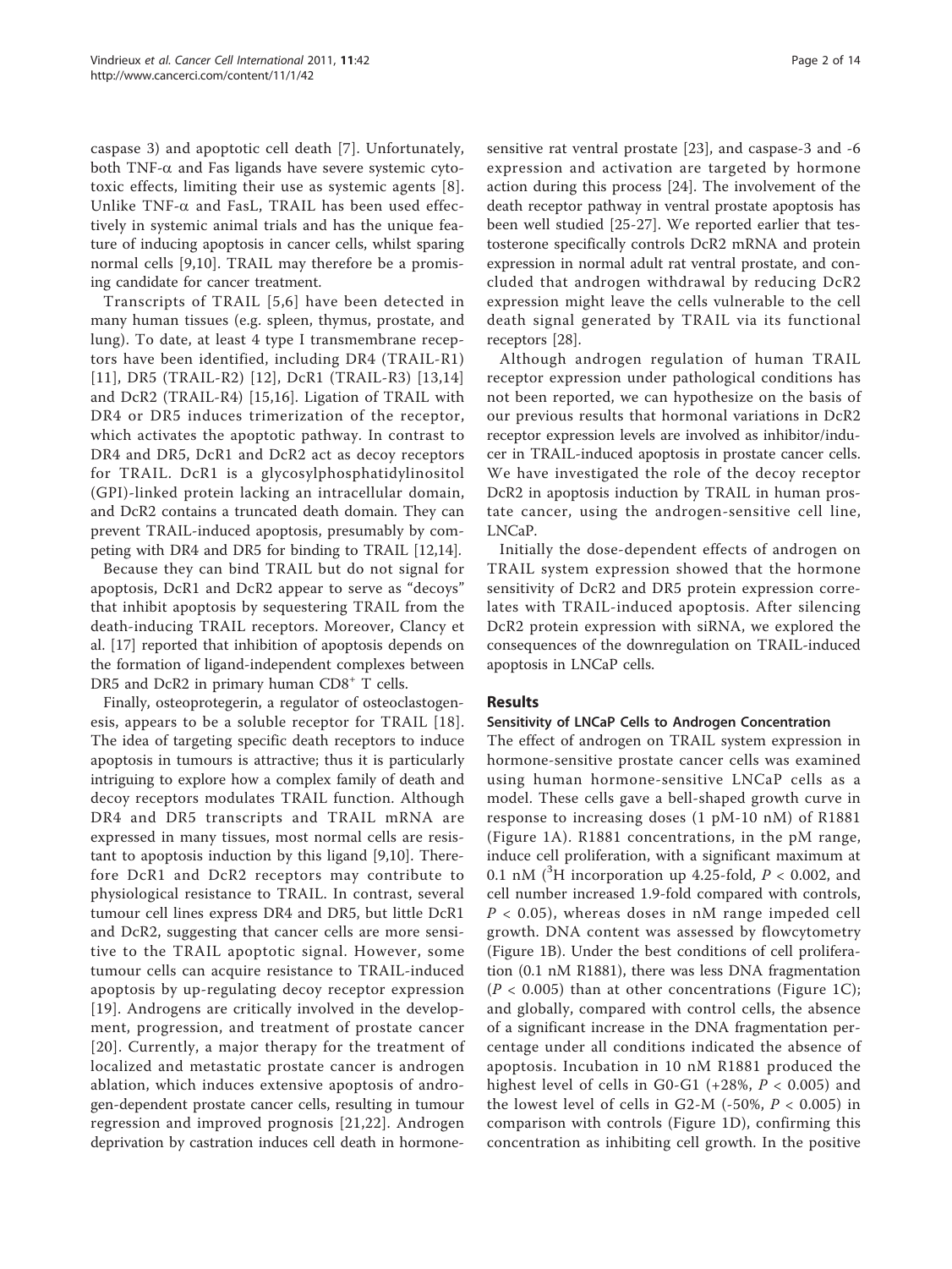caspase 3) and apoptotic cell death [7]. Unfortunately, both TNF-α and Fas ligands have severe systemic cytotoxic effects, limiting their use as systemic agents [8]. Unlike TNF-α and FasL, TRAIL has been used effectively in systemic animal trials and has the unique feature of inducing apoptosis in cancer cells, whilst sparing normal cells [9,10]. TRAIL may therefore be a promising candidate for cancer treatment.

Transcripts of TRAIL [5,6] have been detected in many human tissues (e.g. spleen, thymus, prostate, and lung). To date, at least 4 type I transmembrane receptors have been identified, including DR4 (TRAIL-R1) [11], DR5 (TRAIL-R2) [12], DcR1 (TRAIL-R3) [13,14] and DcR2 (TRAIL-R4) [15,16]. Ligation of TRAIL with DR4 or DR5 induces trimerization of the receptor, which activates the apoptotic pathway. In contrast to DR4 and DR5, DcR1 and DcR2 act as decoy receptors for TRAIL. DcR1 is a glycosylphosphatidylinositol (GPI)-linked protein lacking an intracellular domain, and DcR2 contains a truncated death domain. They can prevent TRAIL-induced apoptosis, presumably by competing with DR4 and DR5 for binding to TRAIL [12,14].

Because they can bind TRAIL but do not signal for apoptosis, DcR1 and DcR2 appear to serve as "decoys" that inhibit apoptosis by sequestering TRAIL from the death-inducing TRAIL receptors. Moreover, Clancy et al. [17] reported that inhibition of apoptosis depends on the formation of ligand-independent complexes between DR5 and DcR2 in primary human $CD8^+$ T cells.

Finally, osteoprotegerin, a regulator of osteoclastogenesis, appears to be a soluble receptor for TRAIL [18]. The idea of targeting specific death receptors to induce apoptosis in tumours is attractive; thus it is particularly intriguing to explore how a complex family of death and decoy receptors modulates TRAIL function. Although DR4 and DR5 transcripts and TRAIL mRNA are expressed in many tissues, most normal cells are resistant to apoptosis induction by this ligand [9,10]. Therefore DcR1 and DcR2 receptors may contribute to physiological resistance to TRAIL. In contrast, several tumour cell lines express DR4 and DR5, but little DcR1 and DcR2, suggesting that cancer cells are more sensitive to the TRAIL apoptotic signal. However, some tumour cells can acquire resistance to TRAIL-induced apoptosis by up-regulating decoy receptor expression [19]. Androgens are critically involved in the development, progression, and treatment of prostate cancer [20]. Currently, a major therapy for the treatment of localized and metastatic prostate cancer is androgen ablation, which induces extensive apoptosis of androgen-dependent prostate cancer cells, resulting in tumour regression and improved prognosis [21,22]. Androgen deprivation by castration induces cell death in hormone-sensitive rat ventral prostate [23], and caspase-3 and -6 expression and activation are targeted by hormone action during this process [24]. The involvement of the death receptor pathway in ventral prostate apoptosis has been well studied [25-27]. We reported earlier that testosterone specifically controls DcR2 mRNA and protein expression in normal adult rat ventral prostate, and concluded that androgen withdrawal by reducing DcR2 expression might leave the cells vulnerable to the cell death signal generated by TRAIL via its functional receptors [28].

Although androgen regulation of human TRAIL receptor expression under pathological conditions has not been reported, we can hypothesize on the basis of our previous results that hormonal variations in DcR2 receptor expression levels are involved as inhibitor/inducer in TRAIL-induced apoptosis in prostate cancer cells. We have investigated the role of the decoy receptor DcR2 in apoptosis induction by TRAIL in human prostate cancer, using the androgen-sensitive cell line, LNCaP.

Initially the dose-dependent effects of androgen on TRAIL system expression showed that the hormone sensitivity of DcR2 and DR5 protein expression correlates with TRAIL-induced apoptosis. After silencing DcR2 protein expression with siRNA, we explored the consequences of the downregulation on TRAIL-induced apoptosis in LNCaP cells.

## Results

### Sensitivity of LNCaP Cells to Androgen Concentration

The effect of androgen on TRAIL system expression in hormone-sensitive prostate cancer cells was examined using human hormone-sensitive LNCaP cells as a model. These cells gave a bell-shaped growth curve in response to increasing doses (1 pM-10 nM) of R1881 (Figure 1A). R1881 concentrations, in the pM range, induce cell proliferation, with a significant maximum at 0.1 nM ($^3$H incorporation up 4.25-fold, $P < 0.002$, and cell number increased 1.9-fold compared with controls, $P < 0.05$), whereas doses in nM range impeded cell growth. DNA content was assessed by flowcytometry (Figure 1B). Under the best conditions of cell proliferation (0.1 nM R1881), there was less DNA fragmentation ($P < 0.005$) than at other concentrations (Figure 1C); and globally, compared with control cells, the absence of a significant increase in the DNA fragmentation percentage under all conditions indicated the absence of apoptosis. Incubation in 10 nM R1881 produced the highest level of cells in G0-G1 (+28%, $P < 0.005$) and the lowest level of cells in G2-M (-50%, $P < 0.005$) in comparison with controls (Figure 1D), confirming this concentration as inhibiting cell growth. In the positive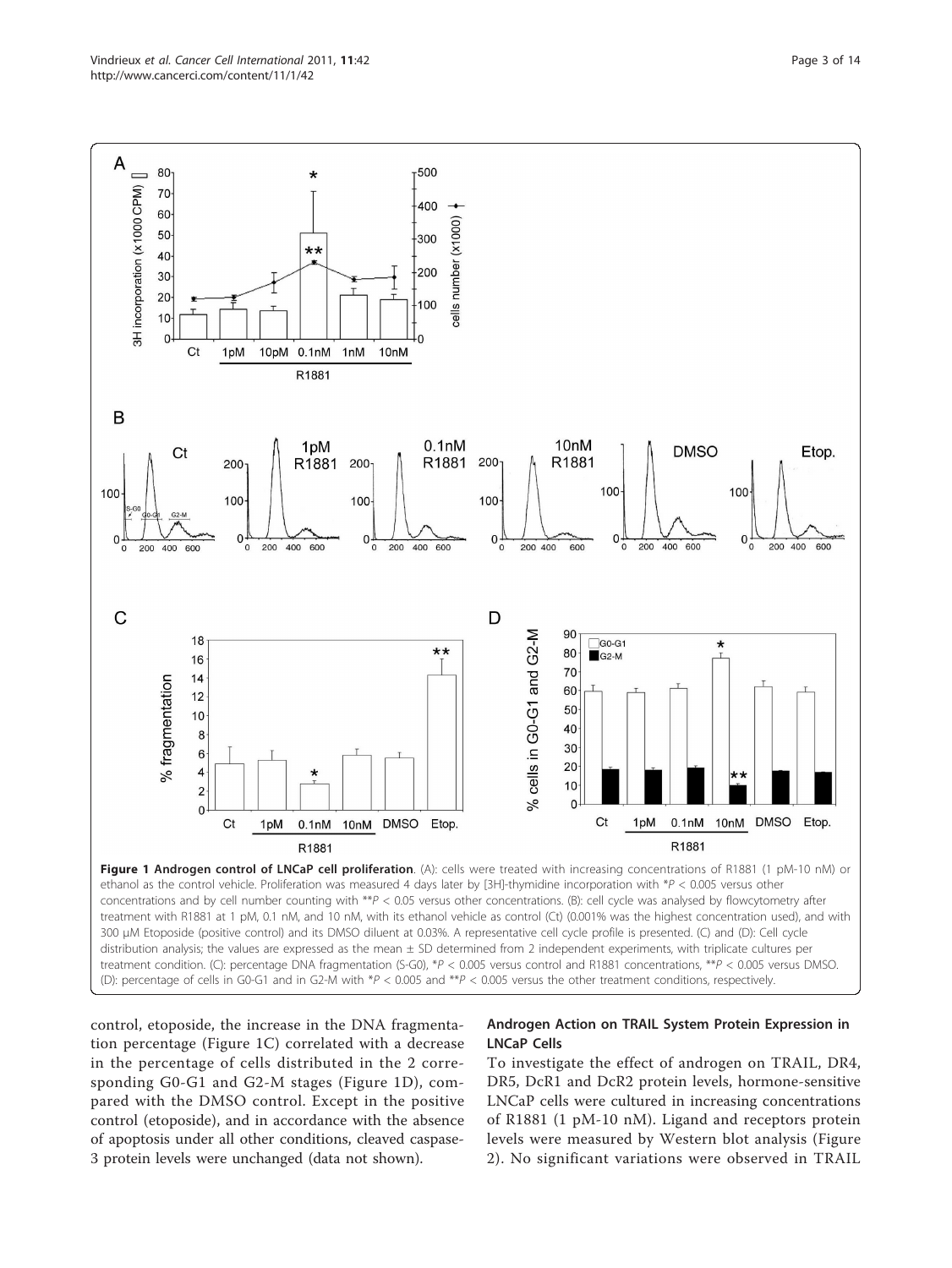**Figure 1 Androgen control of LNCaP cell proliferation**. (A): cells were treated with increasing concentrations of R1881 (1 pM-10 nM) or ethanol as the control vehicle. Proliferation was measured 4 days later by [3H]-thymidine incorporation with *$P < 0.005$ versus other concentrations and by cell number counting with **$P < 0.05$ versus other concentrations. (B): cell cycle was analysed by flowcytometry after treatment with R1881 at 1 pM, 0.1 nM, and 10 nM, with its ethanol vehicle as control (Ct) (0.001% was the highest concentration used), and with 300 μM Etoposide (positive control) and its DMSO diluent at 0.03%. A representative cell cycle profile is presented. (C) and (D): Cell cycle distribution analysis; the values are expressed as the mean ± SD determined from 2 independent experiments, with triplicate cultures per treatment condition. (C): percentage DNA fragmentation (S-G0), *$P < 0.005$ versus control and R1881 concentrations, **$P < 0.005$ versus DMSO. (D): percentage of cells in G0-G1 and in G2-M with *$P < 0.005$ and **$P < 0.005$ versus the other treatment conditions, respectively.

control, etoposide, the increase in the DNA fragmentation percentage (Figure 1C) correlated with a decrease in the percentage of cells distributed in the 2 corresponding G0-G1 and G2-M stages (Figure 1D), compared with the DMSO control. Except in the positive control (etoposide), and in accordance with the absence of apoptosis under all other conditions, cleaved caspase-3 protein levels were unchanged (data not shown).

### Androgen Action on TRAIL System Protein Expression in LNCaP Cells

To investigate the effect of androgen on TRAIL, DR4, DR5, DcR1 and DcR2 protein levels, hormone-sensitive LNCaP cells were cultured in increasing concentrations of R1881 (1 pM-10 nM). Ligand and receptors protein levels were measured by Western blot analysis (Figure 2). No significant variations were observed in TRAIL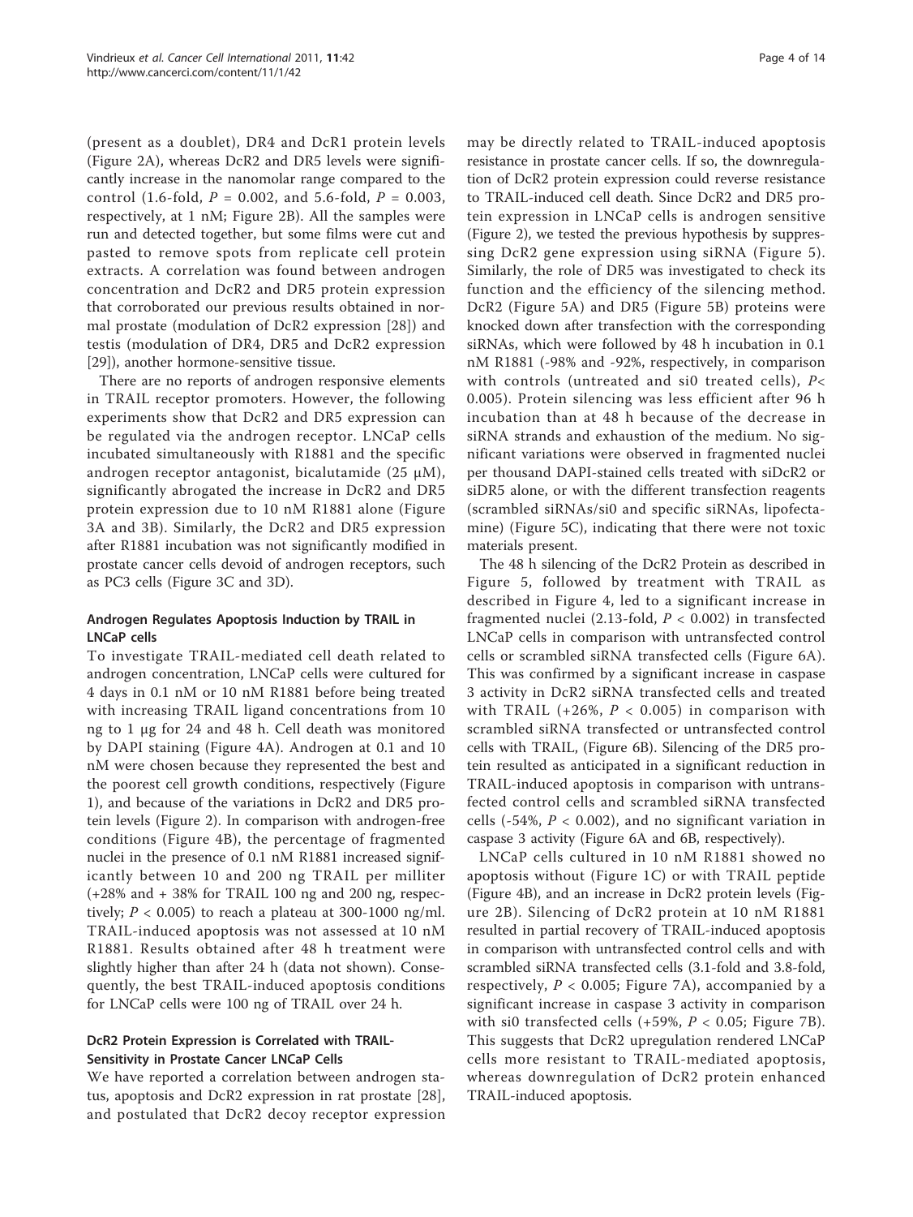(present as a doublet), DR4 and DcR1 protein levels (Figure 2A), whereas DcR2 and DR5 levels were significantly increase in the nanomolar range compared to the control (1.6-fold, $P$ = 0.002, and 5.6-fold, $P$ = 0.003, respectively, at 1 nM; Figure 2B). All the samples were run and detected together, but some films were cut and pasted to remove spots from replicate cell protein extracts. A correlation was found between androgen concentration and DcR2 and DR5 protein expression that corroborated our previous results obtained in normal prostate (modulation of DcR2 expression [28]) and testis (modulation of DR4, DR5 and DcR2 expression [29]), another hormone-sensitive tissue.

There are no reports of androgen responsive elements in TRAIL receptor promoters. However, the following experiments show that DcR2 and DR5 expression can be regulated via the androgen receptor. LNCaP cells incubated simultaneously with R1881 and the specific androgen receptor antagonist, bicalutamide (25 μM), significantly abrogated the increase in DcR2 and DR5 protein expression due to 10 nM R1881 alone (Figure 3A and 3B). Similarly, the DcR2 and DR5 expression after R1881 incubation was not significantly modified in prostate cancer cells devoid of androgen receptors, such as PC3 cells (Figure 3C and 3D).

### Androgen Regulates Apoptosis Induction by TRAIL in LNCaP cells

To investigate TRAIL-mediated cell death related to androgen concentration, LNCaP cells were cultured for 4 days in 0.1 nM or 10 nM R1881 before being treated with increasing TRAIL ligand concentrations from 10 ng to 1 μg for 24 and 48 h. Cell death was monitored by DAPI staining (Figure 4A). Androgen at 0.1 and 10 nM were chosen because they represented the best and the poorest cell growth conditions, respectively (Figure 1), and because of the variations in DcR2 and DR5 protein levels (Figure 2). In comparison with androgen-free conditions (Figure 4B), the percentage of fragmented nuclei in the presence of 0.1 nM R1881 increased significantly between 10 and 200 ng TRAIL per milliter (+28% and + 38% for TRAIL 100 ng and 200 ng, respectively; $P$ < 0.005) to reach a plateau at 300-1000 ng/ml. TRAIL-induced apoptosis was not assessed at 10 nM R1881. Results obtained after 48 h treatment were slightly higher than after 24 h (data not shown). Consequently, the best TRAIL-induced apoptosis conditions for LNCaP cells were 100 ng of TRAIL over 24 h.

### DcR2 Protein Expression is Correlated with TRAIL-Sensitivity in Prostate Cancer LNCaP Cells

We have reported a correlation between androgen status, apoptosis and DcR2 expression in rat prostate [28], and postulated that DcR2 decoy receptor expression may be directly related to TRAIL-induced apoptosis resistance in prostate cancer cells. If so, the downregulation of DcR2 protein expression could reverse resistance to TRAIL-induced cell death. Since DcR2 and DR5 protein expression in LNCaP cells is androgen sensitive (Figure 2), we tested the previous hypothesis by suppressing DcR2 gene expression using siRNA (Figure 5). Similarly, the role of DR5 was investigated to check its function and the efficiency of the silencing method. DcR2 (Figure 5A) and DR5 (Figure 5B) proteins were knocked down after transfection with the corresponding siRNAs, which were followed by 48 h incubation in 0.1 nM R1881 (-98% and -92%, respectively, in comparison with controls (untreated and si0 treated cells), $P$< 0.005). Protein silencing was less efficient after 96 h incubation than at 48 h because of the decrease in siRNA strands and exhaustion of the medium. No significant variations were observed in fragmented nuclei per thousand DAPI-stained cells treated with siDcR2 or siDR5 alone, or with the different transfection reagents (scrambled siRNAs/si0 and specific siRNAs, lipofectamine) (Figure 5C), indicating that there were not toxic materials present.

The 48 h silencing of the DcR2 Protein as described in Figure 5, followed by treatment with TRAIL as described in Figure 4, led to a significant increase in fragmented nuclei (2.13-fold, $P$ < 0.002) in transfected LNCaP cells in comparison with untransfected control cells or scrambled siRNA transfected cells (Figure 6A). This was confirmed by a significant increase in caspase 3 activity in DcR2 siRNA transfected cells and treated with TRAIL (+26%, $P$ < 0.005) in comparison with scrambled siRNA transfected or untransfected control cells with TRAIL, (Figure 6B). Silencing of the DR5 protein resulted as anticipated in a significant reduction in TRAIL-induced apoptosis in comparison with untransfected control cells and scrambled siRNA transfected cells (-54%, $P$ < 0.002), and no significant variation in caspase 3 activity (Figure 6A and 6B, respectively).

LNCaP cells cultured in 10 nM R1881 showed no apoptosis without (Figure 1C) or with TRAIL peptide (Figure 4B), and an increase in DcR2 protein levels (Figure 2B). Silencing of DcR2 protein at 10 nM R1881 resulted in partial recovery of TRAIL-induced apoptosis in comparison with untransfected control cells and with scrambled siRNA transfected cells (3.1-fold and 3.8-fold, respectively, $P$ < 0.005; Figure 7A), accompanied by a significant increase in caspase 3 activity in comparison with si0 transfected cells (+59%, $P$ < 0.05; Figure 7B). This suggests that DcR2 upregulation rendered LNCaP cells more resistant to TRAIL-mediated apoptosis, whereas downregulation of DcR2 protein enhanced TRAIL-induced apoptosis.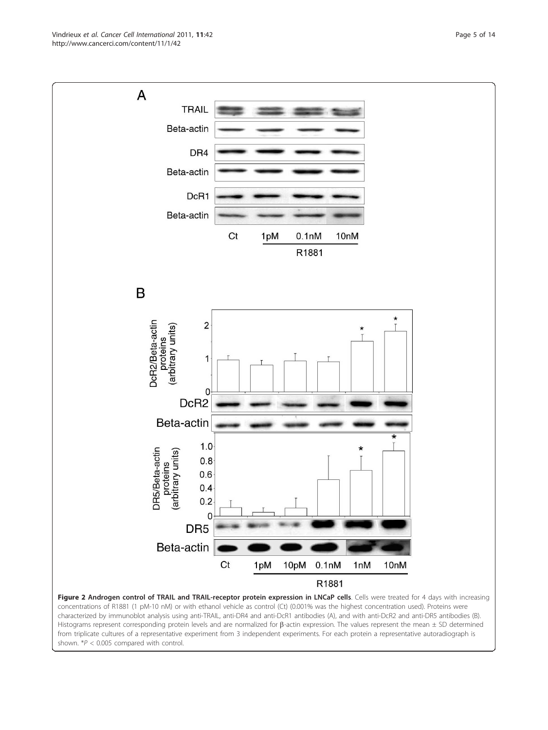**Figure 2 Androgen control of TRAIL and TRAIL-receptor protein expression in LNCaP cells**. Cells were treated for 4 days with increasing concentrations of R1881 (1 pM-10 nM) or with ethanol vehicle as control (Ct) (0.001% was the highest concentration used). Proteins were characterized by immunoblot analysis using anti-TRAIL, anti-DR4 and anti-DcR1 antibodies (A), and with anti-DcR2 and anti-DR5 antibodies (B). Histograms represent corresponding protein levels and are normalized for β-actin expression. The values represent the mean ± SD determined from triplicate cultures of a representative experiment from 3 independent experiments. For each protein a representative autoradiograph is shown. *$P < 0.005$ compared with control.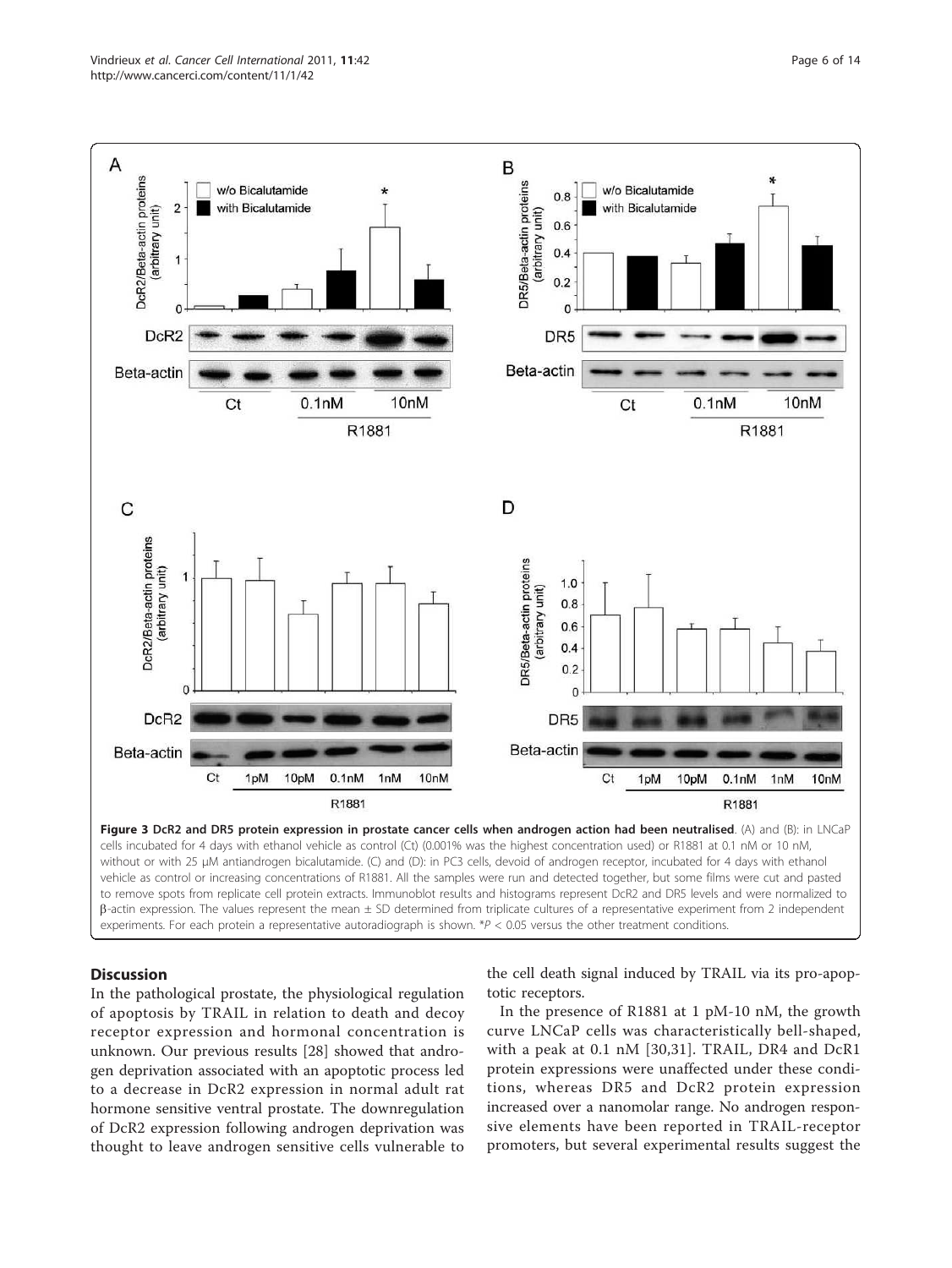**Figure 3 DcR2 and DR5 protein expression in prostate cancer cells when androgen action had been neutralised**. (A) and (B): in LNCaP cells incubated for 4 days with ethanol vehicle as control (Ct) (0.001% was the highest concentration used) or R1881 at 0.1 nM or 10 nM, without or with 25 μM antiandrogen bicalutamide. (C) and (D): in PC3 cells, devoid of androgen receptor, incubated for 4 days with ethanol vehicle as control or increasing concentrations of R1881. All the samples were run and detected together, but some films were cut and pasted to remove spots from replicate cell protein extracts. Immunoblot results and histograms represent DcR2 and DR5 levels and were normalized to β-actin expression. The values represent the mean ± SD determined from triplicate cultures of a representative experiment from 2 independent experiments. For each protein a representative autoradiograph is shown. *$P < 0.05$ versus the other treatment conditions.

## Discussion

In the pathological prostate, the physiological regulation of apoptosis by TRAIL in relation to death and decoy receptor expression and hormonal concentration is unknown. Our previous results [28] showed that androgen deprivation associated with an apoptotic process led to a decrease in DcR2 expression in normal adult rat hormone sensitive ventral prostate. The downregulation of DcR2 expression following androgen deprivation was thought to leave androgen sensitive cells vulnerable to the cell death signal induced by TRAIL via its pro-apoptotic receptors.

In the presence of R1881 at 1 pM-10 nM, the growth curve LNCaP cells was characteristically bell-shaped, with a peak at 0.1 nM [30,31]. TRAIL, DR4 and DcR1 protein expressions were unaffected under these conditions, whereas DR5 and DcR2 protein expression increased over a nanomolar range. No androgen responsive elements have been reported in TRAIL-receptor promoters, but several experimental results suggest the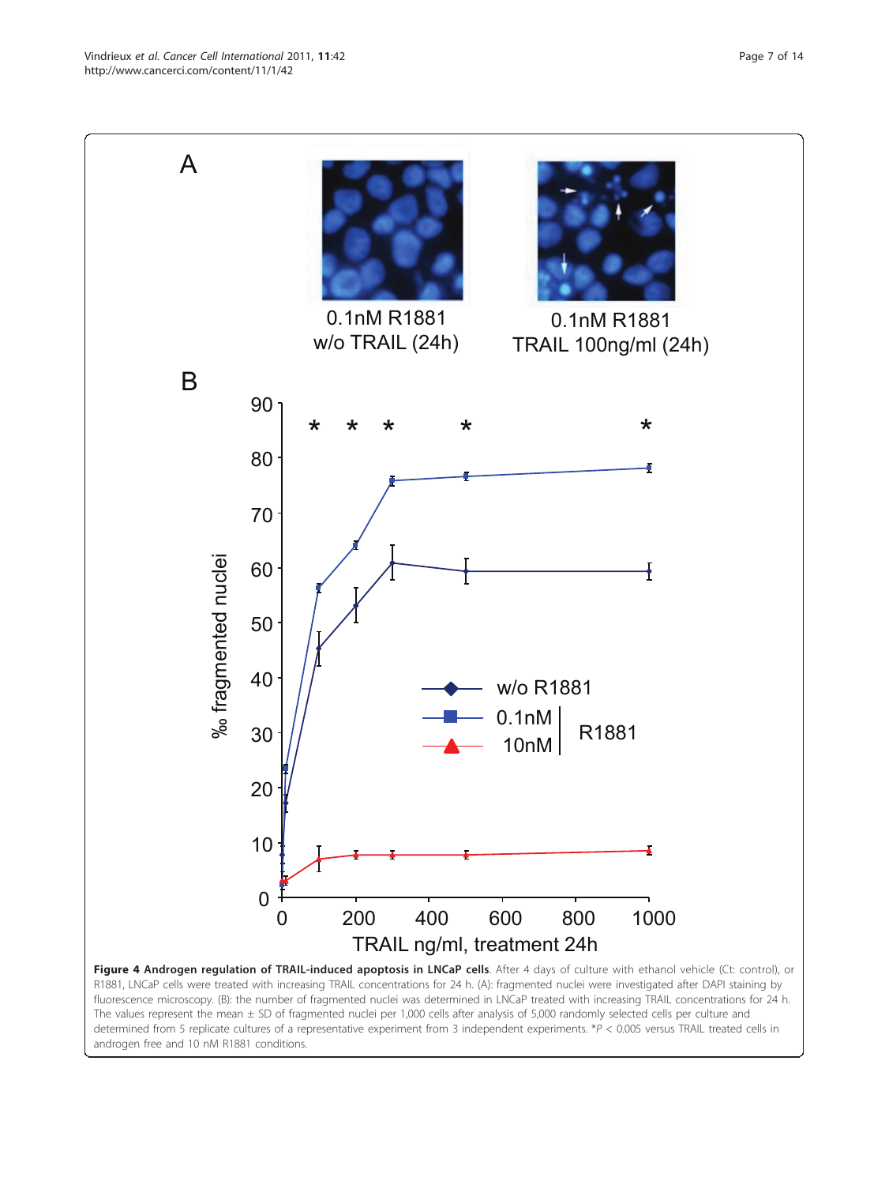**Figure 4 Androgen regulation of TRAIL-induced apoptosis in LNCaP cells**. After 4 days of culture with ethanol vehicle (Ct: control), or R1881, LNCaP cells were treated with increasing TRAIL concentrations for 24 h. (A): fragmented nuclei were investigated after DAPI staining by fluorescence microscopy. (B): the number of fragmented nuclei was determined in LNCaP treated with increasing TRAIL concentrations for 24 h. The values represent the mean ± SD of fragmented nuclei per 1,000 cells after analysis of 5,000 randomly selected cells per culture and determined from 5 replicate cultures of a representative experiment from 3 independent experiments. *$P < 0.005$ versus TRAIL treated cells in androgen free and 10 nM R1881 conditions.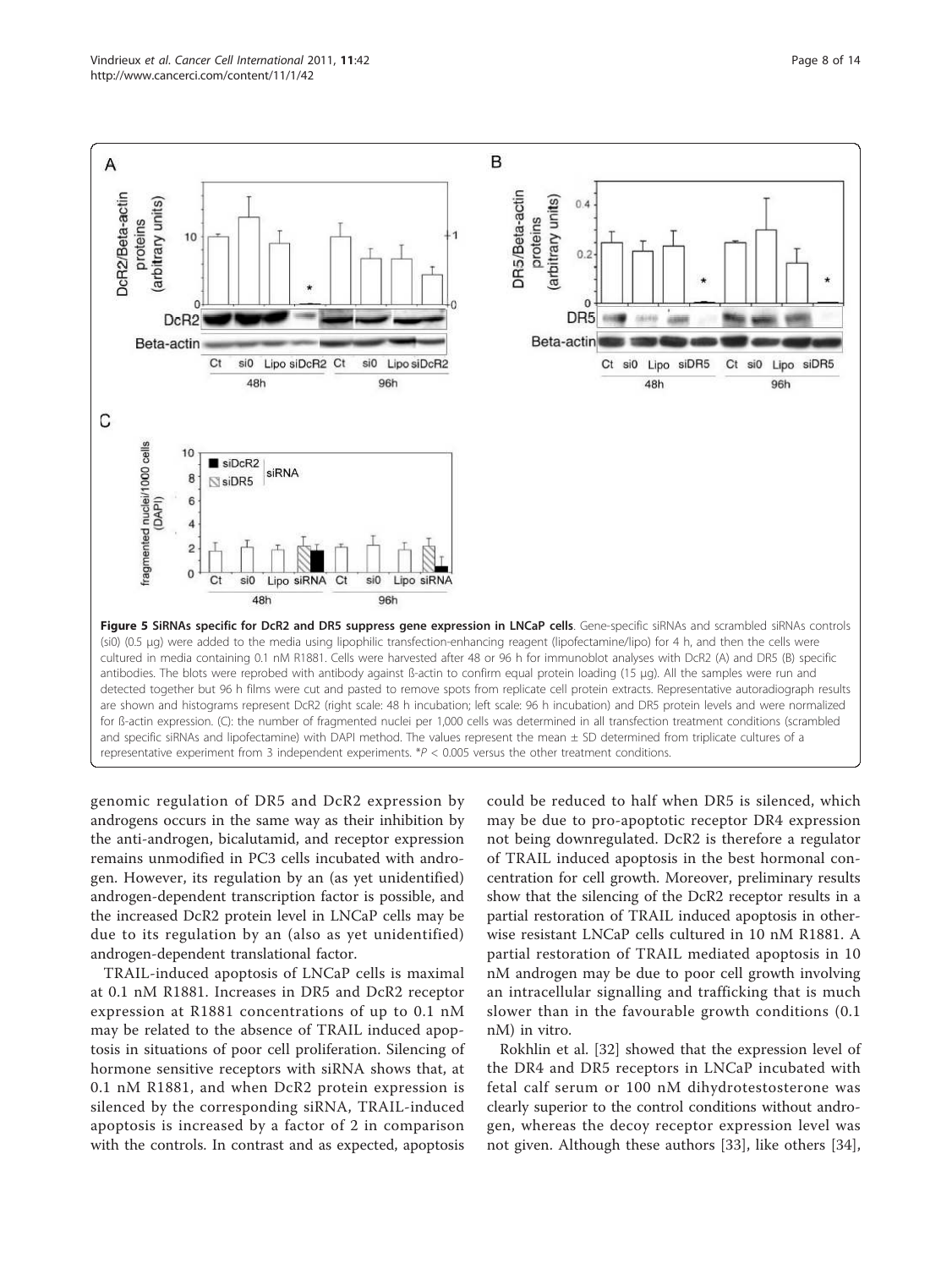**Figure 5 SiRNAs specific for DcR2 and DR5 suppress gene expression in LNCaP cells**. Gene-specific siRNAs and scrambled siRNAs controls (si0) (0.5 μg) were added to the media using lipophilic transfection-enhancing reagent (lipofectamine/lipo) for 4 h, and then the cells were cultured in media containing 0.1 nM R1881. Cells were harvested after 48 or 96 h for immunoblot analyses with DcR2 (A) and DR5 (B) specific antibodies. The blots were reprobed with antibody against ß-actin to confirm equal protein loading (15 μg). All the samples were run and detected together but 96 h films were cut and pasted to remove spots from replicate cell protein extracts. Representative autoradiograph results are shown and histograms represent DcR2 (right scale: 48 h incubation; left scale: 96 h incubation) and DR5 protein levels and were normalized for ß-actin expression. (C): the number of fragmented nuclei per 1,000 cells was determined in all transfection treatment conditions (scrambled and specific siRNAs and lipofectamine) with DAPI method. The values represent the mean ± SD determined from triplicate cultures of a representative experiment from 3 independent experiments. *$P < 0.005$ versus the other treatment conditions.

genomic regulation of DR5 and DcR2 expression by androgens occurs in the same way as their inhibition by the anti-androgen, bicalutamid, and receptor expression remains unmodified in PC3 cells incubated with androgen. However, its regulation by an (as yet unidentified) androgen-dependent transcription factor is possible, and the increased DcR2 protein level in LNCaP cells may be due to its regulation by an (also as yet unidentified) androgen-dependent translational factor.

TRAIL-induced apoptosis of LNCaP cells is maximal at 0.1 nM R1881. Increases in DR5 and DcR2 receptor expression at R1881 concentrations of up to 0.1 nM may be related to the absence of TRAIL induced apoptosis in situations of poor cell proliferation. Silencing of hormone sensitive receptors with siRNA shows that, at 0.1 nM R1881, and when DcR2 protein expression is silenced by the corresponding siRNA, TRAIL-induced apoptosis is increased by a factor of 2 in comparison with the controls. In contrast and as expected, apoptosis could be reduced to half when DR5 is silenced, which may be due to pro-apoptotic receptor DR4 expression not being downregulated. DcR2 is therefore a regulator of TRAIL induced apoptosis in the best hormonal concentration for cell growth. Moreover, preliminary results show that the silencing of the DcR2 receptor results in a partial restoration of TRAIL induced apoptosis in otherwise resistant LNCaP cells cultured in 10 nM R1881. A partial restoration of TRAIL mediated apoptosis in 10 nM androgen may be due to poor cell growth involving an intracellular signalling and trafficking that is much slower than in the favourable growth conditions (0.1 nM) in vitro.

Rokhlin et al. [32] showed that the expression level of the DR4 and DR5 receptors in LNCaP incubated with fetal calf serum or 100 nM dihydrotestosterone was clearly superior to the control conditions without androgen, whereas the decoy receptor expression level was not given. Although these authors [33], like others [34],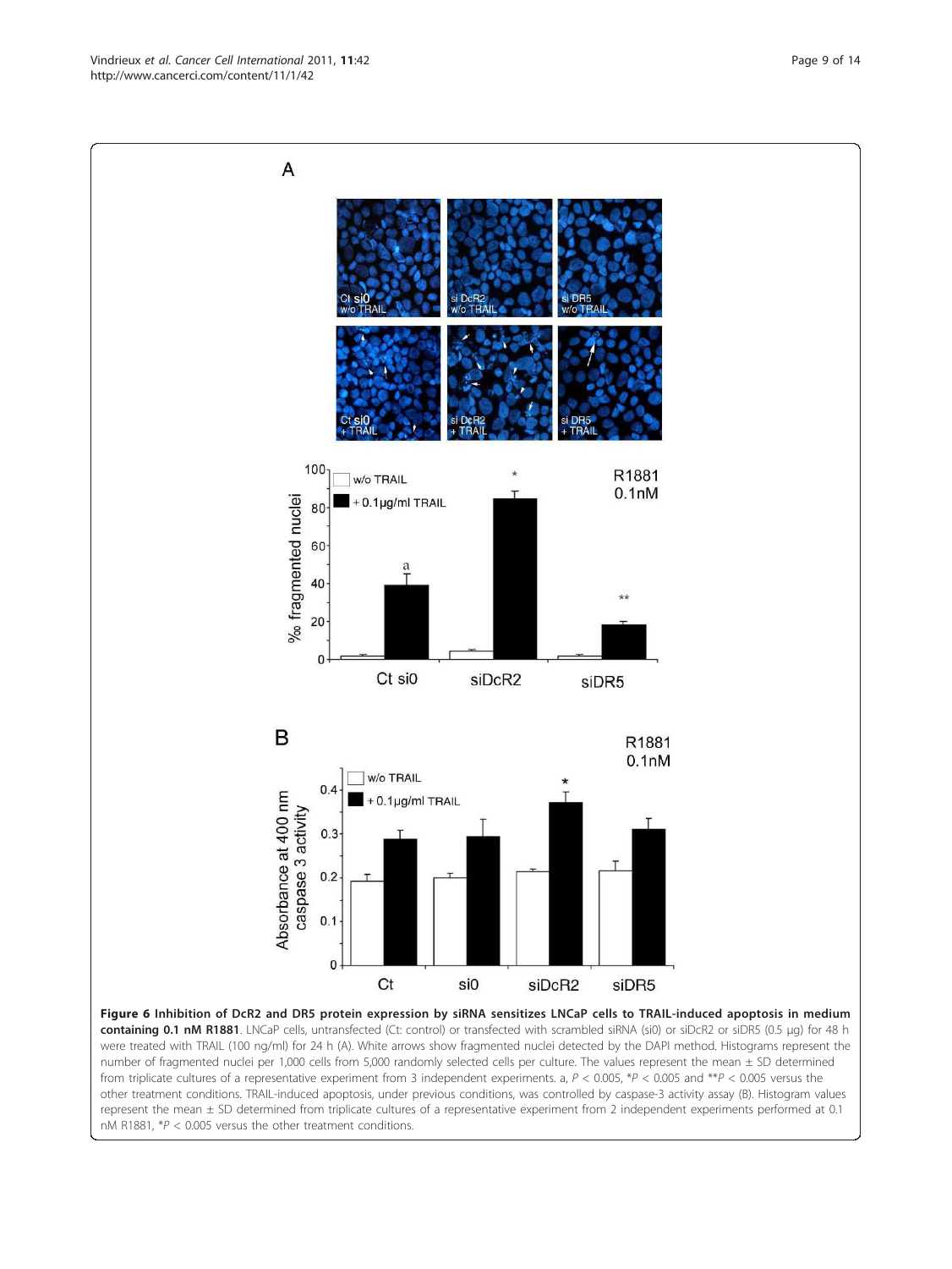**Figure 6 Inhibition of DcR2 and DR5 protein expression by siRNA sensitizes LNCaP cells to TRAIL-induced apoptosis in medium containing 0.1 nM R1881**. LNCaP cells, untransfected (Ct: control) or transfected with scrambled siRNA (si0) or siDcR2 or siDR5 (0.5 μg) for 48 h were treated with TRAIL (100 ng/ml) for 24 h (A). White arrows show fragmented nuclei detected by the DAPI method. Histograms represent the number of fragmented nuclei per 1,000 cells from 5,000 randomly selected cells per culture. The values represent the mean ± SD determined from triplicate cultures of a representative experiment from 3 independent experiments. a, $P < 0.005$, *$P < 0.005$ and **$P < 0.005$ versus the other treatment conditions. TRAIL-induced apoptosis, under previous conditions, was controlled by caspase-3 activity assay (B). Histogram values represent the mean ± SD determined from triplicate cultures of a representative experiment from 2 independent experiments performed at 0.1 nM R1881, *$P < 0.005$ versus the other treatment conditions.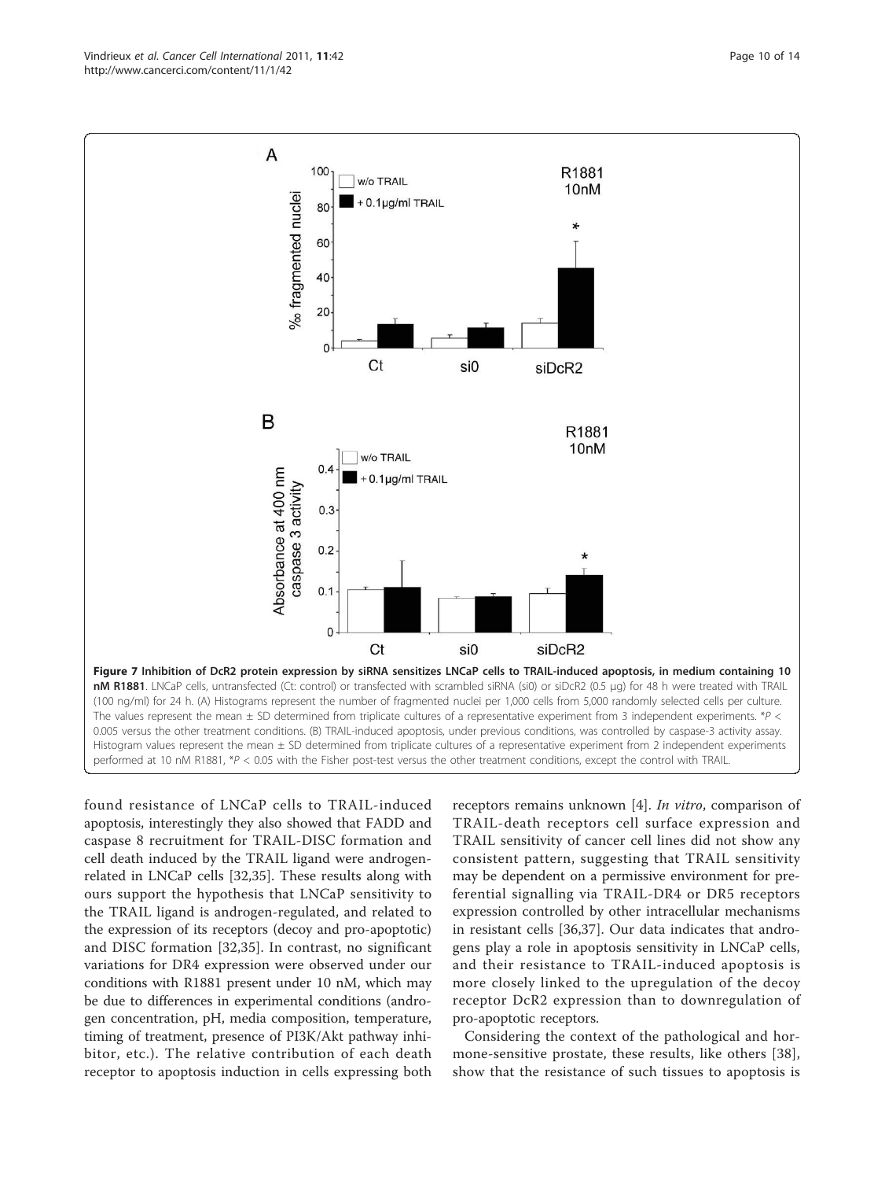**Figure 7 Inhibition of DcR2 protein expression by siRNA sensitizes LNCaP cells to TRAIL-induced apoptosis, in medium containing 10 nM R1881**. LNCaP cells, untransfected (Ct: control) or transfected with scrambled siRNA (si0) or siDcR2 (0.5 μg) for 48 h were treated with TRAIL (100 ng/ml) for 24 h. (A) Histograms represent the number of fragmented nuclei per 1,000 cells from 5,000 randomly selected cells per culture. The values represent the mean ± SD determined from triplicate cultures of a representative experiment from 3 independent experiments. *$P <$ 0.005 versus the other treatment conditions. (B) TRAIL-induced apoptosis, under previous conditions, was controlled by caspase-3 activity assay. Histogram values represent the mean ± SD determined from triplicate cultures of a representative experiment from 2 independent experiments performed at 10 nM R1881, *$P < 0.05$ with the Fisher post-test versus the other treatment conditions, except the control with TRAIL.

found resistance of LNCaP cells to TRAIL-induced apoptosis, interestingly they also showed that FADD and caspase 8 recruitment for TRAIL-DISC formation and cell death induced by the TRAIL ligand were androgen-related in LNCaP cells [32,35]. These results along with ours support the hypothesis that LNCaP sensitivity to the TRAIL ligand is androgen-regulated, and related to the expression of its receptors (decoy and pro-apoptotic) and DISC formation [32,35]. In contrast, no significant variations for DR4 expression were observed under our conditions with R1881 present under 10 nM, which may be due to differences in experimental conditions (androgen concentration, pH, media composition, temperature, timing of treatment, presence of PI3K/Akt pathway inhibitor, etc.). The relative contribution of each death receptor to apoptosis induction in cells expressing both receptors remains unknown [4]. *In vitro*, comparison of TRAIL-death receptors cell surface expression and TRAIL sensitivity of cancer cell lines did not show any consistent pattern, suggesting that TRAIL sensitivity may be dependent on a permissive environment for preferential signalling via TRAIL-DR4 or DR5 receptors expression controlled by other intracellular mechanisms in resistant cells [36,37]. Our data indicates that androgens play a role in apoptosis sensitivity in LNCaP cells, and their resistance to TRAIL-induced apoptosis is more closely linked to the upregulation of the decoy receptor DcR2 expression than to downregulation of pro-apoptotic receptors.

Considering the context of the pathological and hormone-sensitive prostate, these results, like others [38], show that the resistance of such tissues to apoptosis is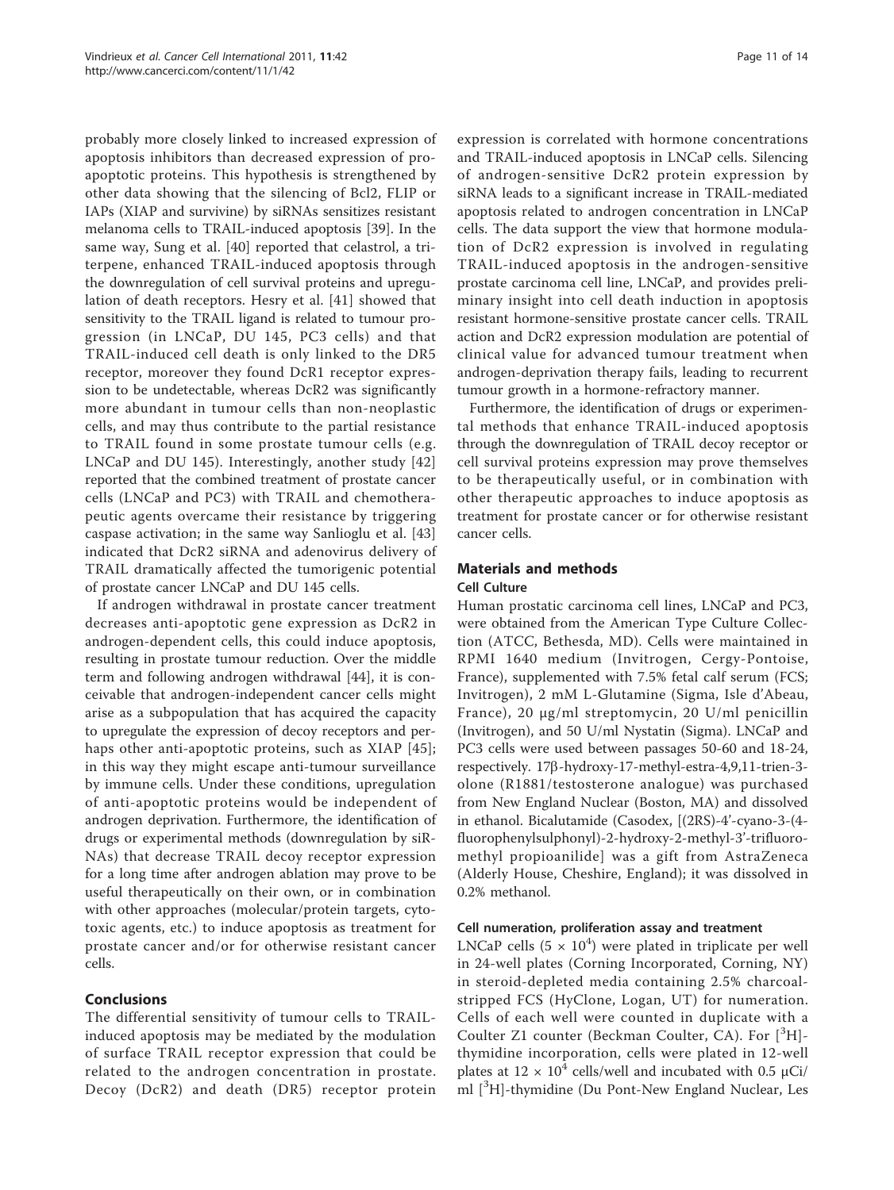probably more closely linked to increased expression of apoptosis inhibitors than decreased expression of pro-apoptotic proteins. This hypothesis is strengthened by other data showing that the silencing of Bcl2, FLIP or IAPs (XIAP and survivine) by siRNAs sensitizes resistant melanoma cells to TRAIL-induced apoptosis [39]. In the same way, Sung et al. [40] reported that celastrol, a triterpene, enhanced TRAIL-induced apoptosis through the downregulation of cell survival proteins and upregulation of death receptors. Hesry et al. [41] showed that sensitivity to the TRAIL ligand is related to tumour progression (in LNCaP, DU 145, PC3 cells) and that TRAIL-induced cell death is only linked to the DR5 receptor, moreover they found DcR1 receptor expression to be undetectable, whereas DcR2 was significantly more abundant in tumour cells than non-neoplastic cells, and may thus contribute to the partial resistance to TRAIL found in some prostate tumour cells (e.g. LNCaP and DU 145). Interestingly, another study [42] reported that the combined treatment of prostate cancer cells (LNCaP and PC3) with TRAIL and chemotherapeutic agents overcame their resistance by triggering caspase activation; in the same way Sanlioglu et al. [43] indicated that DcR2 siRNA and adenovirus delivery of TRAIL dramatically affected the tumorigenic potential of prostate cancer LNCaP and DU 145 cells.

If androgen withdrawal in prostate cancer treatment decreases anti-apoptotic gene expression as DcR2 in androgen-dependent cells, this could induce apoptosis, resulting in prostate tumour reduction. Over the middle term and following androgen withdrawal [44], it is conceivable that androgen-independent cancer cells might arise as a subpopulation that has acquired the capacity to upregulate the expression of decoy receptors and perhaps other anti-apoptotic proteins, such as XIAP [45]; in this way they might escape anti-tumour surveillance by immune cells. Under these conditions, upregulation of anti-apoptotic proteins would be independent of androgen deprivation. Furthermore, the identification of drugs or experimental methods (downregulation by siRNAs) that decrease TRAIL decoy receptor expression for a long time after androgen ablation may prove to be useful therapeutically on their own, or in combination with other approaches (molecular/protein targets, cytotoxic agents, etc.) to induce apoptosis as treatment for prostate cancer and/or for otherwise resistant cancer cells.

## Conclusions

The differential sensitivity of tumour cells to TRAIL-induced apoptosis may be mediated by the modulation of surface TRAIL receptor expression that could be related to the androgen concentration in prostate. Decoy (DcR2) and death (DR5) receptor protein expression is correlated with hormone concentrations and TRAIL-induced apoptosis in LNCaP cells. Silencing of androgen-sensitive DcR2 protein expression by siRNA leads to a significant increase in TRAIL-mediated apoptosis related to androgen concentration in LNCaP cells. The data support the view that hormone modulation of DcR2 expression is involved in regulating TRAIL-induced apoptosis in the androgen-sensitive prostate carcinoma cell line, LNCaP, and provides preliminary insight into cell death induction in apoptosis resistant hormone-sensitive prostate cancer cells. TRAIL action and DcR2 expression modulation are potential of clinical value for advanced tumour treatment when androgen-deprivation therapy fails, leading to recurrent tumour growth in a hormone-refractory manner.

Furthermore, the identification of drugs or experimental methods that enhance TRAIL-induced apoptosis through the downregulation of TRAIL decoy receptor or cell survival proteins expression may prove themselves to be therapeutically useful, or in combination with other therapeutic approaches to induce apoptosis as treatment for prostate cancer or for otherwise resistant cancer cells.

## Materials and methods

### Cell Culture

Human prostatic carcinoma cell lines, LNCaP and PC3, were obtained from the American Type Culture Collection (ATCC, Bethesda, MD). Cells were maintained in RPMI 1640 medium (Invitrogen, Cergy-Pontoise, France), supplemented with 7.5% fetal calf serum (FCS; Invitrogen), 2 mM L-Glutamine (Sigma, Isle d'Abeau, France), 20 μg/ml streptomycin, 20 U/ml penicillin (Invitrogen), and 50 U/ml Nystatin (Sigma). LNCaP and PC3 cells were used between passages 50-60 and 18-24, respectively. 17β-hydroxy-17-methyl-estra-4,9,11-trien-3-olone (R1881/testosterone analogue) was purchased from New England Nuclear (Boston, MA) and dissolved in ethanol. Bicalutamide (Casodex, [(2RS)-4'-cyano-3-(4-fluorophenylsulphonyl)-2-hydroxy-2-methyl-3'-trifluoromethyl propioanilide] was a gift from AstraZeneca (Alderly House, Cheshire, England); it was dissolved in 0.2% methanol.

### Cell numeration, proliferation assay and treatment

LNCaP cells ($5 \times 10^4$) were plated in triplicate per well in 24-well plates (Corning Incorporated, Corning, NY) in steroid-depleted media containing 2.5% charcoal-stripped FCS (HyClone, Logan, UT) for numeration. Cells of each well were counted in duplicate with a Coulter Z1 counter (Beckman Coulter, CA). For [$^3$H]-thymidine incorporation, cells were plated in 12-well plates at $12 \times 10^4$ cells/well and incubated with 0.5 μCi/ml [$^3$H]-thymidine (Du Pont-New England Nuclear, Les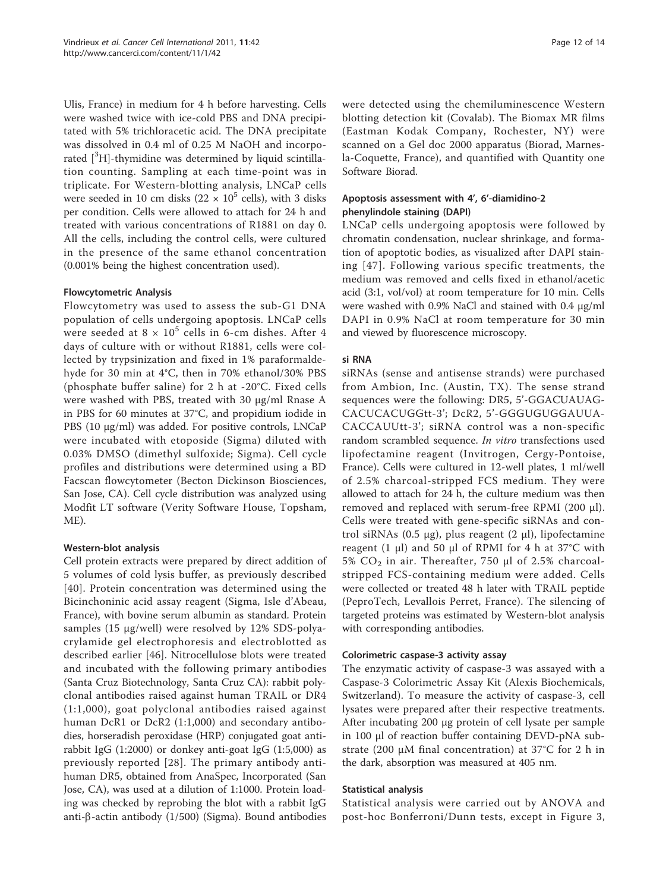Ulis, France) in medium for 4 h before harvesting. Cells were washed twice with ice-cold PBS and DNA precipitated with 5% trichloracetic acid. The DNA precipitate was dissolved in 0.4 ml of 0.25 M NaOH and incorporated [$^3$H]-thymidine was determined by liquid scintillation counting. Sampling at each time-point was in triplicate. For Western-blotting analysis, LNCaP cells were seeded in 10 cm disks ($22 \times 10^5$ cells), with 3 disks per condition. Cells were allowed to attach for 24 h and treated with various concentrations of R1881 on day 0. All the cells, including the control cells, were cultured in the presence of the same ethanol concentration (0.001% being the highest concentration used).

### Flowcytometric Analysis

Flowcytometry was used to assess the sub-G1 DNA population of cells undergoing apoptosis. LNCaP cells were seeded at $8 \times 10^5$ cells in 6-cm dishes. After 4 days of culture with or without R1881, cells were collected by trypsinization and fixed in 1% paraformaldehyde for 30 min at 4°C, then in 70% ethanol/30% PBS (phosphate buffer saline) for 2 h at -20°C. Fixed cells were washed with PBS, treated with 30 μg/ml Rnase A in PBS for 60 minutes at 37°C, and propidium iodide in PBS (10 μg/ml) was added. For positive controls, LNCaP were incubated with etoposide (Sigma) diluted with 0.03% DMSO (dimethyl sulfoxide; Sigma). Cell cycle profiles and distributions were determined using a BD Facscan flowcytometer (Becton Dickinson Biosciences, San Jose, CA). Cell cycle distribution was analyzed using Modfit LT software (Verity Software House, Topsham, ME).

### Western-blot analysis

Cell protein extracts were prepared by direct addition of 5 volumes of cold lysis buffer, as previously described [40]. Protein concentration was determined using the Bicinchoninic acid assay reagent (Sigma, Isle d'Abeau, France), with bovine serum albumin as standard. Protein samples (15 μg/well) were resolved by 12% SDS-polyacrylamide gel electrophoresis and electroblotted as described earlier [46]. Nitrocellulose blots were treated and incubated with the following primary antibodies (Santa Cruz Biotechnology, Santa Cruz CA): rabbit polyclonal antibodies raised against human TRAIL or DR4 (1:1,000), goat polyclonal antibodies raised against human DcR1 or DcR2 (1:1,000) and secondary antibodies, horseradish peroxidase (HRP) conjugated goat anti-rabbit IgG (1:2000) or donkey anti-goat IgG (1:5,000) as previously reported [28]. The primary antibody anti-human DR5, obtained from AnaSpec, Incorporated (San Jose, CA), was used at a dilution of 1:1000. Protein loading was checked by reprobing the blot with a rabbit IgG anti-β-actin antibody (1/500) (Sigma). Bound antibodies were detected using the chemiluminescence Western blotting detection kit (Covalab). The Biomax MR films (Eastman Kodak Company, Rochester, NY) were scanned on a Gel doc 2000 apparatus (Biorad, Marnes-la-Coquette, France), and quantified with Quantity one Software Biorad.

### Apoptosis assessment with 4′, 6′-diamidino-2 phenylindole staining (DAPI)

LNCaP cells undergoing apoptosis were followed by chromatin condensation, nuclear shrinkage, and formation of apoptotic bodies, as visualized after DAPI staining [47]. Following various specific treatments, the medium was removed and cells fixed in ethanol/acetic acid (3:1, vol/vol) at room temperature for 10 min. Cells were washed with 0.9% NaCl and stained with 0.4 μg/ml DAPI in 0.9% NaCl at room temperature for 30 min and viewed by fluorescence microscopy.

### si RNA

siRNAs (sense and antisense strands) were purchased from Ambion, Inc. (Austin, TX). The sense strand sequences were the following: DR5, 5′-GGACUAUAGCACUCACUGGtt-3′; DcR2, 5′-GGGUGUGGAUUACACCAUUtt-3′; siRNA control was a non-specific random scrambled sequence. *In vitro* transfections used lipofectamine reagent (Invitrogen, Cergy-Pontoise, France). Cells were cultured in 12-well plates, 1 ml/well of 2.5% charcoal-stripped FCS medium. They were allowed to attach for 24 h, the culture medium was then removed and replaced with serum-free RPMI (200 μl). Cells were treated with gene-specific siRNAs and control siRNAs (0.5 μg), plus reagent (2 μl), lipofectamine reagent (1 μl) and 50 μl of RPMI for 4 h at 37°C with 5% $CO_2$ in air. Thereafter, 750 μl of 2.5% charcoal-stripped FCS-containing medium were added. Cells were collected or treated 48 h later with TRAIL peptide (PeproTech, Levallois Perret, France). The silencing of targeted proteins was estimated by Western-blot analysis with corresponding antibodies.

### Colorimetric caspase-3 activity assay

The enzymatic activity of caspase-3 was assayed with a Caspase-3 Colorimetric Assay Kit (Alexis Biochemicals, Switzerland). To measure the activity of caspase-3, cell lysates were prepared after their respective treatments. After incubating 200 μg protein of cell lysate per sample in 100 μl of reaction buffer containing DEVD-pNA substrate (200 μM final concentration) at 37°C for 2 h in the dark, absorption was measured at 405 nm.

### Statistical analysis

Statistical analysis were carried out by ANOVA and post-hoc Bonferroni/Dunn tests, except in Figure 3,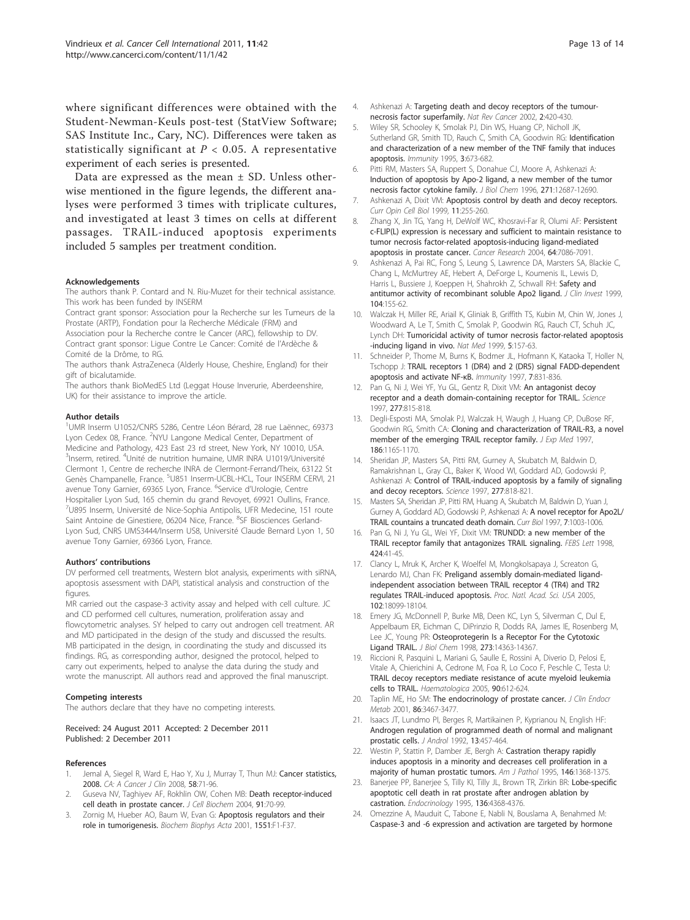where significant differences were obtained with the Student-Newman-Keuls post-test (StatView Software; SAS Institute Inc., Cary, NC). Differences were taken as statistically significant at $P < 0.05$. A representative experiment of each series is presented.

Data are expressed as the mean ± SD. Unless otherwise mentioned in the figure legends, the different analyses were performed 3 times with triplicate cultures, and investigated at least 3 times on cells at different passages. TRAIL-induced apoptosis experiments included 5 samples per treatment condition.

#### Acknowledgements

The authors thank P. Contard and N. Riu-Muzet for their technical assistance. This work has been funded by INSERM

Contract grant sponsor: Association pour la Recherche sur les Tumeurs de la Prostate (ARTP), Fondation pour la Recherche Médicale (FRM) and Association pour la Recherche contre le Cancer (ARC), fellowship to DV. Contract grant sponsor: Ligue Contre Le Cancer: Comité de l'Ardèche & Comité de la Drôme, to RG.

The authors thank AstraZeneca (Alderly House, Cheshire, England) for their gift of bicalutamide.

The authors thank BioMedES Ltd (Leggat House Inverurie, Aberdeenshire, UK) for their assistance to improve the article.

#### Author details

[1]UMR Inserm U1052/CNRS 5286, Centre Léon Bérard, 28 rue Laënnec, 69373 Lyon Cedex 08, France. [2]NYU Langone Medical Center, Department of Medicine and Pathology, 423 East 23 rd street, New York, NY 10010, USA. [3]Inserm, retired. [4]Unité de nutrition humaine, UMR INRA U1019/Université Clermont 1, Centre de recherche INRA de Clermont-Ferrand/Theix, 63122 St Genès Champanelle, France. [5]U851 Inserm-UCBL-HCL, Tour INSERM CERVI, 21 avenue Tony Garnier, 69365 Lyon, France. [6]Service d'Urologie, Centre Hospitalier Lyon Sud, 165 chemin du grand Revoyet, 69921 Oullins, France. [7]U895 Inserm, Université de Nice-Sophia Antipolis, UFR Medecine, 151 route Saint Antoine de Ginestiere, 06204 Nice, France. [8]SF Biosciences Gerland-Lyon Sud, CNRS UMS3444/Inserm US8, Université Claude Bernard Lyon 1, 50 avenue Tony Garnier, 69366 Lyon, France.

#### Authors' contributions

DV performed cell treatments, Western blot analysis, experiments with siRNA, apoptosis assessment with DAPI, statistical analysis and construction of the figures.

MR carried out the caspase-3 activity assay and helped with cell culture. JC and CD performed cell cultures, numeration, proliferation assay and flowcytometric analyses. SY helped to carry out androgen cell treatment. AR and MD participated in the design of the study and discussed the results. MB participated in the design, in coordinating the study and discussed its findings. RG, as corresponding author, designed the protocol, helped to carry out experiments, helped to analyse the data during the study and wrote the manuscript. All authors read and approved the final manuscript.

#### Competing interests

The authors declare that they have no competing interests.

Received: 24 August 2011 Accepted: 2 December 2011
Published: 2 December 2011

#### References

1. Jemal A, Siegel R, Ward E, Hao Y, Xu J, Murray T, Thun MJ: **Cancer statistics, 2008.** *CA: A Cancer J Clin* 2008, **58**:71-96.
2. Guseva NV, Taghiyev AF, Rokhlin OW, Cohen MB: **Death receptor-induced cell death in prostate cancer.** *J Cell Biochem* 2004, **91**:70-99.
3. Zornig M, Hueber AO, Baum W, Evan G: **Apoptosis regulators and their role in tumorigenesis.** *Biochem Biophys Acta* 2001, **1551**:F1-F37.
4. Ashkenazi A: **Targeting death and decoy receptors of the tumour-necrosis factor superfamily.** *Nat Rev Cancer* 2002, **2**:420-430.
5. Wiley SR, Schooley K, Smolak PJ, Din WS, Huang CP, Nicholl JK, Sutherland GR, Smith TD, Rauch C, Smith CA, Goodwin RG: **Identification and characterization of a new member of the TNF family that induces apoptosis.** *Immunity* 1995, **3**:673-682.
6. Pitti RM, Masters SA, Ruppert S, Donahue CJ, Moore A, Ashkenazi A: **Induction of apoptosis by Apo-2 ligand, a new member of the tumor necrosis factor cytokine family.** *J Biol Chem* 1996, **271**:12687-12690.
7. Ashkenazi A, Dixit VM: **Apoptosis control by death and decoy receptors.** *Curr Opin Cell Biol* 1999, **11**:255-260.
8. Zhang X, Jin TG, Yang H, DeWolf WC, Khosravi-Far R, Olumi AF: **Persistent c-FLIP(L) expression is necessary and sufficient to maintain resistance to tumor necrosis factor-related apoptosis-inducing ligand-mediated apoptosis in prostate cancer.** *Cancer Research* 2004, **64**:7086-7091.
9. Ashkenazi A, Pai RC, Fong S, Leung S, Lawrence DA, Marsters SA, Blackie C, Chang L, McMurtrey AE, Hebert A, DeForge L, Koumenis IL, Lewis D, Harris L, Bussiere J, Koeppen H, Shahrokh Z, Schwall RH: **Safety and antitumor activity of recombinant soluble Apo2 ligand.** *J Clin Invest* 1999, **104**:155-62.
10. Walczak H, Miller RE, Ariail K, Gliniak B, Griffith TS, Kubin M, Chin W, Jones J, Woodward A, Le T, Smith C, Smolak P, Goodwin RG, Rauch CT, Schuh JC, Lynch DH: **Tumoricidal activity of tumor necrosis factor-related apoptosis -inducing ligand in vivo.** *Nat Med* 1999, **5**:157-63.
11. Schneider P, Thome M, Burns K, Bodmer JL, Hofmann K, Kataoka T, Holler N, Tschopp J: **TRAIL receptors 1 (DR4) and 2 (DR5) signal FADD-dependent apoptosis and activate NF-κB.** *Immunity* 1997, **7**:831-836.
12. Pan G, Ni J, Wei YF, Yu GL, Gentz R, Dixit VM: **An antagonist decoy receptor and a death domain-containing receptor for TRAIL.** *Science* 1997, **277**:815-818.
13. Degli-Esposti MA, Smolak PJ, Walczak H, Waugh J, Huang CP, DuBose RF, Goodwin RG, Smith CA: **Cloning and characterization of TRAIL-R3, a novel member of the emerging TRAIL receptor family.** *J Exp Med* 1997, **186**:1165-1170.
14. Sheridan JP, Masters SA, Pitti RM, Gurney A, Skubatch M, Baldwin D, Ramakrishnan L, Gray CL, Baker K, Wood WI, Goddard AD, Godowski P, Ashkenazi A: **Control of TRAIL-induced apoptosis by a family of signaling and decoy receptors.** *Science* 1997, **277**:818-821.
15. Masters SA, Sheridan JP, Pitti RM, Huang A, Skubatch M, Baldwin D, Yuan J, Gurney A, Goddard AD, Godowski P, Ashkenazi A: **A novel receptor for Apo2L/TRAIL countains a truncated death domain.** *Curr Biol* 1997, **7**:1003-1006.
16. Pan G, Ni J, Yu GL, Wei YF, Dixit VM: **TRUNDD: a new member of the TRAIL receptor family that antagonizes TRAIL signaling.** *FEBS Lett* 1998, **424**:41-45.
17. Clancy L, Mruk K, Archer K, Woelfel M, Mongkolsapaya J, Screaton G, Lenardo MJ, Chan FK: **Preligand assembly domain-mediated ligand-independent association between TRAIL receptor 4 (TR4) and TR2 regulates TRAIL-induced apoptosis.** *Proc. Natl. Acad. Sci. USA* 2005, **102**:18099-18104.
18. Emery JG, McDonnell P, Burke MB, Deen KC, Lyn S, Silverman C, Dul E, Appelbaum ER, Eichman C, DiPrinzio R, Dodds RA, James IE, Rosenberg M, Lee JC, Young PR: **Osteoprotegerin Is a Receptor For the Cytotoxic Ligand TRAIL.** *J Biol Chem* 1998, **273**:14363-14367.
19. Riccioni R, Pasquini L, Mariani G, Saulle E, Rossini A, Diverio D, Pelosi E, Vitale A, Chierichini A, Cedrone M, Foa R, Lo Coco F, Peschle C, Testa U: **TRAIL decoy receptors mediate resistance of acute myeloid leukemia cells to TRAIL.** *Haematologica* 2005, **90**:612-624.
20. Taplin ME, Ho SM: **The endocrinology of prostate cancer.** *J Clin Endocr Metab* 2001, **86**:3467-3477.
21. Isaacs JT, Lundmo PI, Berges R, Martikainen P, Kyprianou N, English HF: **Androgen regulation of programmed death of normal and malignant prostatic cells.** *J Androl* 1992, **13**:457-464.
22. Westin P, Stattin P, Damber JE, Bergh A: **Castration therapy rapidly induces apoptosis in a minority and decreases cell proliferation in a majority of human prostatic tumors.** *Am J Pathol* 1995, **146**:1368-1375.
23. Banerjee PP, Banerjee S, Tilly KI, Tilly JL, Brown TR, Zirkin BR: **Lobe-specific apoptotic cell death in rat prostate after androgen ablation by castration.** *Endocrinology* 1995, **136**:4368-4376.
24. Omezzine A, Mauduit C, Tabone E, Nabli N, Bouslama A, Benahmed M: **Caspase-3 and -6 expression and activation are targeted by hormone**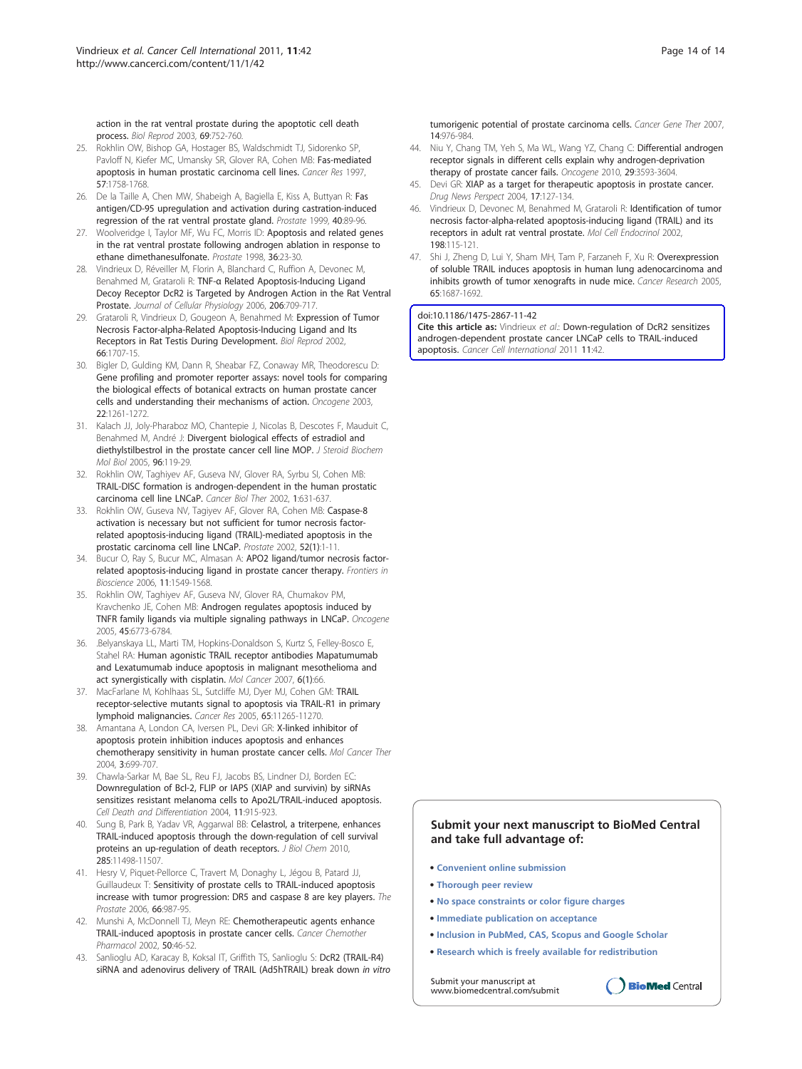action in the rat ventral prostate during the apoptotic cell death process. *Biol Reprod* 2003, 69:752-760.

25. Rokhlin OW, Bishop GA, Hostager BS, Waldschmidt TJ, Sidorenko SP, Pavloff N, Kiefer MC, Umansky SR, Glover RA, Cohen MB: **Fas-mediated apoptosis in human prostatic carcinoma cell lines.** *Cancer Res* 1997, 57:1758-1768.
26. De la Taille A, Chen MW, Shabeigh A, Bagiella E, Kiss A, Buttyan R: **Fas antigen/CD-95 upregulation and activation during castration-induced regression of the rat ventral prostate gland.** *Prostate* 1999, 40:89-96.
27. Woolveridge I, Taylor MF, Wu FC, Morris ID: **Apoptosis and related genes in the rat ventral prostate following androgen ablation in response to ethane dimethanesulfonate.** *Prostate* 1998, 36:23-30.
28. Vindrieux D, Réveiller M, Florin A, Blanchard C, Ruffion A, Devonec M, Benahmed M, Grataroli R: **TNF-α Related Apoptosis-Inducing Ligand Decoy Receptor DcR2 is Targeted by Androgen Action in the Rat Ventral Prostate.** *Journal of Cellular Physiology* 2006, 206:709-717.
29. Grataroli R, Vindrieux D, Gougeon A, Benahmed M: **Expression of Tumor Necrosis Factor-alpha-Related Apoptosis-Inducing Ligand and Its Receptors in Rat Testis During Development.** *Biol Reprod* 2002, 66:1707-15.
30. Bigler D, Gulding KM, Dann R, Sheabar FZ, Conaway MR, Theodorescu D: **Gene profiling and promoter reporter assays: novel tools for comparing the biological effects of botanical extracts on human prostate cancer cells and understanding their mechanisms of action.** *Oncogene* 2003, 22:1261-1272.
31. Kalach JJ, Joly-Pharaboz MO, Chantepie J, Nicolas B, Descotes F, Mauduit C, Benahmed M, André J: **Divergent biological effects of estradiol and diethylstilbestrol in the prostate cancer cell line MOP.** *J Steroid Biochem Mol Biol* 2005, 96:119-29.
32. Rokhlin OW, Taghiyev AF, Guseva NV, Glover RA, Syrbu SI, Cohen MB: **TRAIL-DISC formation is androgen-dependent in the human prostatic carcinoma cell line LNCaP.** *Cancer Biol Ther* 2002, 1:631-637.
33. Rokhlin OW, Guseva NV, Tagiyev AF, Glover RA, Cohen MB: **Caspase-8 activation is necessary but not sufficient for tumor necrosis factor-related apoptosis-inducing ligand (TRAIL)-mediated apoptosis in the prostatic carcinoma cell line LNCaP.** *Prostate* 2002, 52(1):1-11.
34. Bucur O, Ray S, Bucur MC, Almasan A: **APO2 ligand/tumor necrosis factor-related apoptosis-inducing ligand in prostate cancer therapy.** *Frontiers in Bioscience* 2006, 11:1549-1568.
35. Rokhlin OW, Taghiyev AF, Guseva NV, Glover RA, Chumakov PM, Kravchenko JE, Cohen MB: **Androgen regulates apoptosis induced by TNFR family ligands via multiple signaling pathways in LNCaP.** *Oncogene* 2005, 45:6773-6784.
36. .Belyanskaya LL, Marti TM, Hopkins-Donaldson S, Kurtz S, Felley-Bosco E, Stahel RA: **Human agonistic TRAIL receptor antibodies Mapatumumab and Lexatumumab induce apoptosis in malignant mesothelioma and act synergistically with cisplatin.** *Mol Cancer* 2007, 6(1):66.
37. MacFarlane M, Kohlhaas SL, Sutcliffe MJ, Dyer MJ, Cohen GM: **TRAIL receptor-selective mutants signal to apoptosis via TRAIL-R1 in primary lymphoid malignancies.** *Cancer Res* 2005, 65:11265-11270.
38. Amantana A, London CA, Iversen PL, Devi GR: **X-linked inhibitor of apoptosis protein inhibition induces apoptosis and enhances chemotherapy sensitivity in human prostate cancer cells.** *Mol Cancer Ther* 2004, 3:699-707.
39. Chawla-Sarkar M, Bae SL, Reu FJ, Jacobs BS, Lindner DJ, Borden EC: **Downregulation of Bcl-2, FLIP or IAPS (XIAP and survivin) by siRNAs sensitizes resistant melanoma cells to Apo2L/TRAIL-induced apoptosis.** *Cell Death and Differentiation* 2004, 11:915-923.
40. Sung B, Park B, Yadav VR, Aggarwal BB: **Celastrol, a triterpene, enhances TRAIL-induced apoptosis through the down-regulation of cell survival proteins an up-regulation of death receptors.** *J Biol Chem* 2010, 285:11498-11507.
41. Hesry V, Piquet-Pellorce C, Travert M, Donaghy L, Jégou B, Patard JJ, Guillaudeux T: **Sensitivity of prostate cells to TRAIL-induced apoptosis increase with tumor progression: DR5 and caspase 8 are key players.** *The Prostate* 2006, 66:987-95.
42. Munshi A, McDonnell TJ, Meyn RE: **Chemotherapeutic agents enhance TRAIL-induced apoptosis in prostate cancer cells.** *Cancer Chemother Pharmacol* 2002, 50:46-52.
43. Sanlioglu AD, Karacay B, Koksal IT, Griffith TS, Sanlioglu S: **DcR2 (TRAIL-R4) siRNA and adenovirus delivery of TRAIL (Ad5hTRAIL) break down *in vitro* tumorigenic potential of prostate carcinoma cells.** *Cancer Gene Ther* 2007, 14:976-984.
44. Niu Y, Chang TM, Yeh S, Ma WL, Wang YZ, Chang C: **Differential androgen receptor signals in different cells explain why androgen-deprivation therapy of prostate cancer fails.** *Oncogene* 2010, 29:3593-3604.
45. Devi GR: **XIAP as a target for therapeutic apoptosis in prostate cancer.** *Drug News Perspect* 2004, 17:127-134.
46. Vindrieux D, Devonec M, Benahmed M, Grataroli R: **Identification of tumor necrosis factor-alpha-related apoptosis-inducing ligand (TRAIL) and its receptors in adult rat ventral prostate.** *Mol Cell Endocrinol* 2002, 198:115-121.
47. Shi J, Zheng D, Lui Y, Sham MH, Tam P, Farzaneh F, Xu R: **Overexpression of soluble TRAIL induces apoptosis in human lung adenocarcinoma and inhibits growth of tumor xenografts in nude mice.** *Cancer Research* 2005, 65:1687-1692.

doi:10.1186/1475-2867-11-42

**Cite this article as:** Vindrieux *et al.*: Down-regulation of DcR2 sensitizes androgen-dependent prostate cancer LNCaP cells to TRAIL-induced apoptosis. *Cancer Cell International* 2011 11:42.

**Submit your next manuscript to BioMed Central and take full advantage of:**

- Convenient online submission
- Thorough peer review
- No space constraints or color figure charges
- Immediate publication on acceptance
- Inclusion in PubMed, CAS, Scopus and Google Scholar
- Research which is freely available for redistribution

Submit your manuscript at
www.biomedcentral.com/submit

BioMed Central